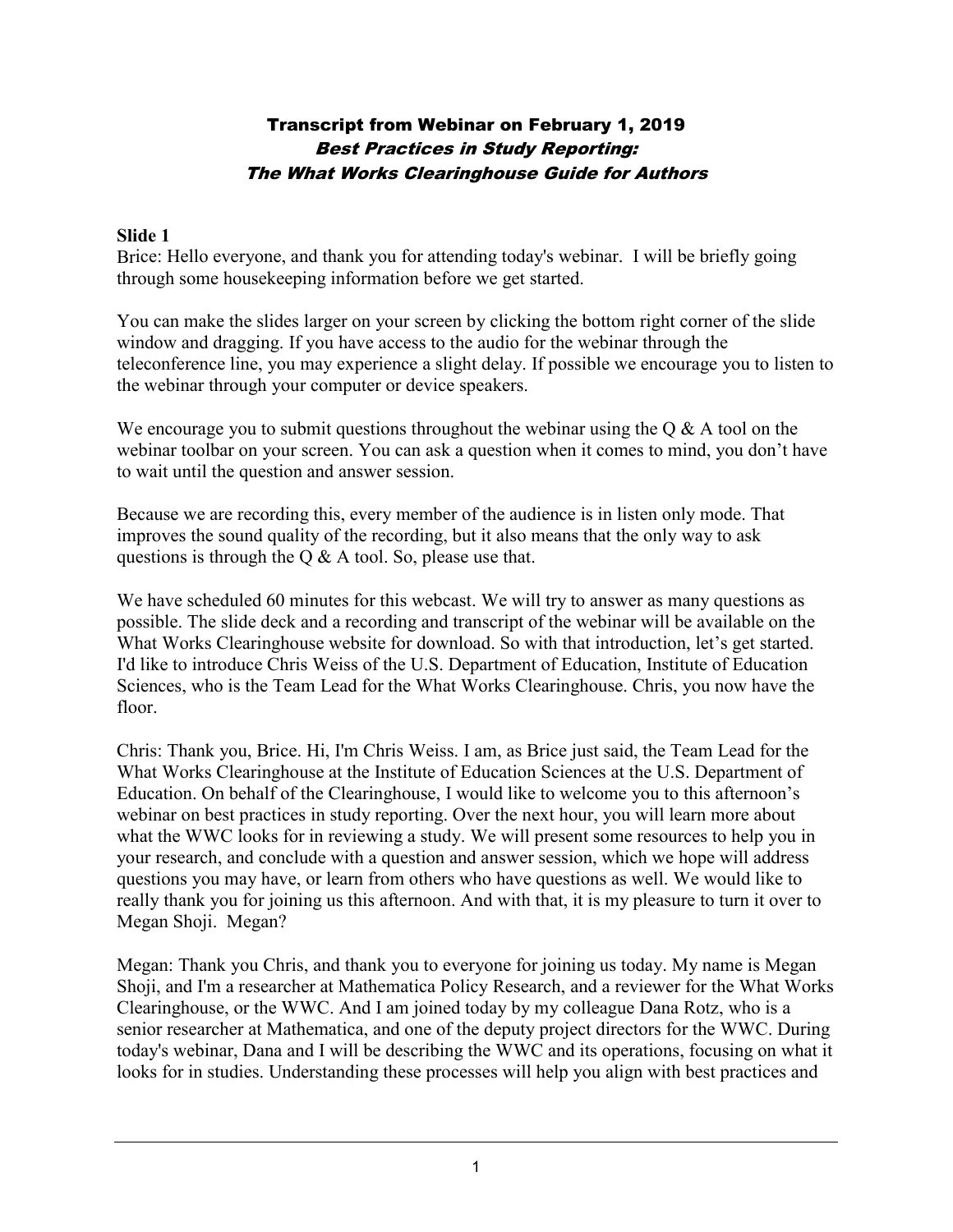# Transcript from Webinar on February 1, 2019

## *Best Practices in Study Reporting: The What Works Clearinghouse Guide for Authors*

**Slide 1**

Brice: Hello everyone, and thank you for attending today's webinar. I will be briefly going through some housekeeping information before we get started.

You can make the slides larger on your screen by clicking the bottom right corner of the slide window and dragging. If you have access to the audio for the webinar through the teleconference line, you may experience a slight delay. If possible we encourage you to listen to the webinar through your computer or device speakers.

We encourage you to submit questions throughout the webinar using the Q & A tool on the webinar toolbar on your screen. You can ask a question when it comes to mind, you don't have to wait until the question and answer session.

Because we are recording this, every member of the audience is in listen only mode. That improves the sound quality of the recording, but it also means that the only way to ask questions is through the Q & A tool. So, please use that.

We have scheduled 60 minutes for this webcast. We will try to answer as many questions as possible. The slide deck and a recording and transcript of the webinar will be available on the What Works Clearinghouse website for download. So with that introduction, let's get started. I'd like to introduce Chris Weiss of the U.S. Department of Education, Institute of Education Sciences, who is the Team Lead for the What Works Clearinghouse. Chris, you now have the floor.

Chris: Thank you, Brice. Hi, I'm Chris Weiss. I am, as Brice just said, the Team Lead for the What Works Clearinghouse at the Institute of Education Sciences at the U.S. Department of Education. On behalf of the Clearinghouse, I would like to welcome you to this afternoon's webinar on best practices in study reporting. Over the next hour, you will learn more about what the WWC looks for in reviewing a study. We will present some resources to help you in your research, and conclude with a question and answer session, which we hope will address questions you may have, or learn from others who have questions as well. We would like to really thank you for joining us this afternoon. And with that, it is my pleasure to turn it over to Megan Shoji. Megan?

Megan: Thank you Chris, and thank you to everyone for joining us today. My name is Megan Shoji, and I'm a researcher at Mathematica Policy Research, and a reviewer for the What Works Clearinghouse, or the WWC. And I am joined today by my colleague Dana Rotz, who is a senior researcher at Mathematica, and one of the deputy project directors for the WWC. During today's webinar, Dana and I will be describing the WWC and its operations, focusing on what it looks for in studies. Understanding these processes will help you align with best practices and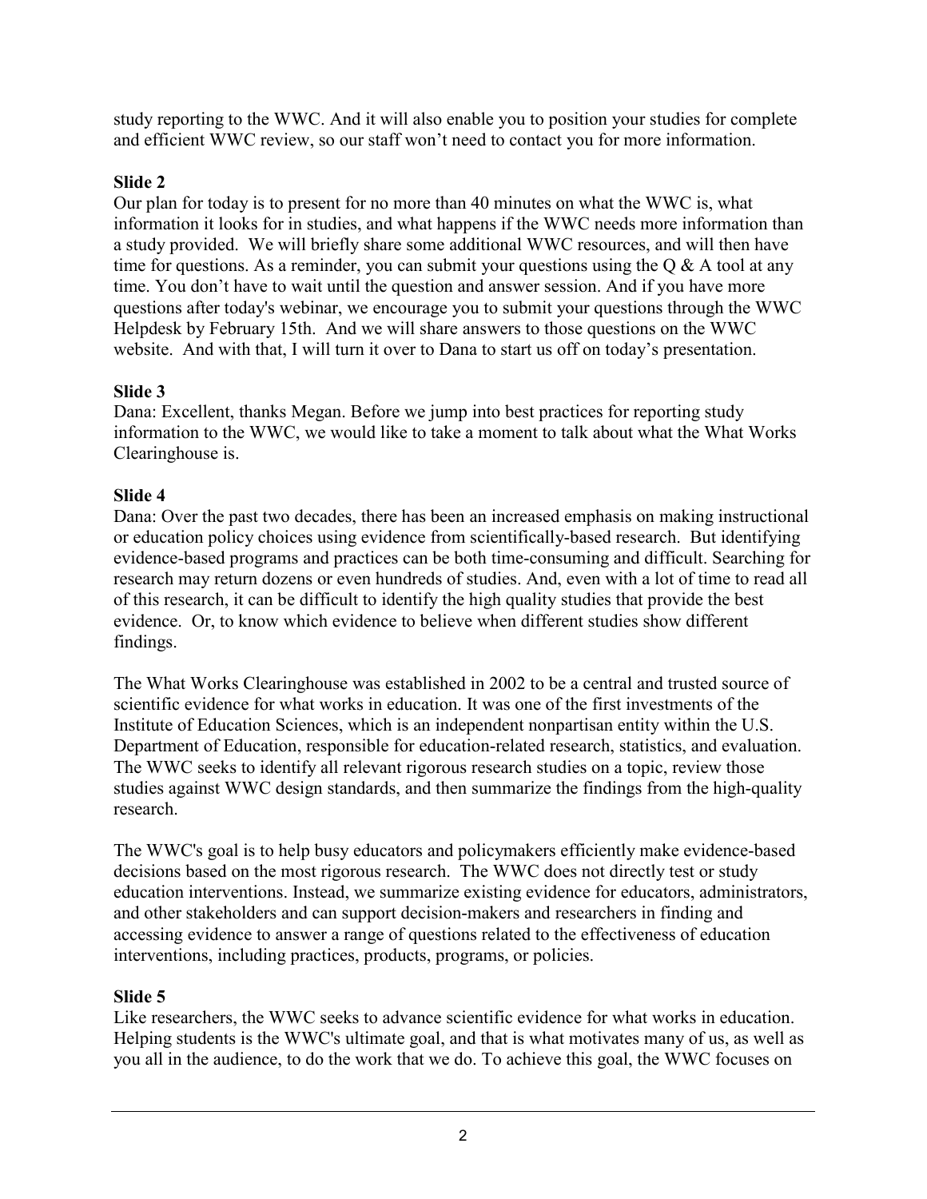study reporting to the WWC. And it will also enable you to position your studies for complete and efficient WWC review, so our staff won't need to contact you for more information.

**Slide 2**

Our plan for today is to present for no more than 40 minutes on what the WWC is, what information it looks for in studies, and what happens if the WWC needs more information than a study provided. We will briefly share some additional WWC resources, and will then have time for questions. As a reminder, you can submit your questions using the Q & A tool at any time. You don't have to wait until the question and answer session. And if you have more questions after today's webinar, we encourage you to submit your questions through the WWC Helpdesk by February 15th. And we will share answers to those questions on the WWC website. And with that, I will turn it over to Dana to start us off on today's presentation.

**Slide 3**

Dana: Excellent, thanks Megan. Before we jump into best practices for reporting study information to the WWC, we would like to take a moment to talk about what the What Works Clearinghouse is.

**Slide 4**

Dana: Over the past two decades, there has been an increased emphasis on making instructional or education policy choices using evidence from scientifically-based research. But identifying evidence-based programs and practices can be both time-consuming and difficult. Searching for research may return dozens or even hundreds of studies. And, even with a lot of time to read all of this research, it can be difficult to identify the high quality studies that provide the best evidence. Or, to know which evidence to believe when different studies show different findings.

The What Works Clearinghouse was established in 2002 to be a central and trusted source of scientific evidence for what works in education. It was one of the first investments of the Institute of Education Sciences, which is an independent nonpartisan entity within the U.S. Department of Education, responsible for education-related research, statistics, and evaluation. The WWC seeks to identify all relevant rigorous research studies on a topic, review those studies against WWC design standards, and then summarize the findings from the high-quality research.

The WWC's goal is to help busy educators and policymakers efficiently make evidence-based decisions based on the most rigorous research. The WWC does not directly test or study education interventions. Instead, we summarize existing evidence for educators, administrators, and other stakeholders and can support decision-makers and researchers in finding and accessing evidence to answer a range of questions related to the effectiveness of education interventions, including practices, products, programs, or policies.

**Slide 5**

Like researchers, the WWC seeks to advance scientific evidence for what works in education. Helping students is the WWC's ultimate goal, and that is what motivates many of us, as well as you all in the audience, to do the work that we do. To achieve this goal, the WWC focuses on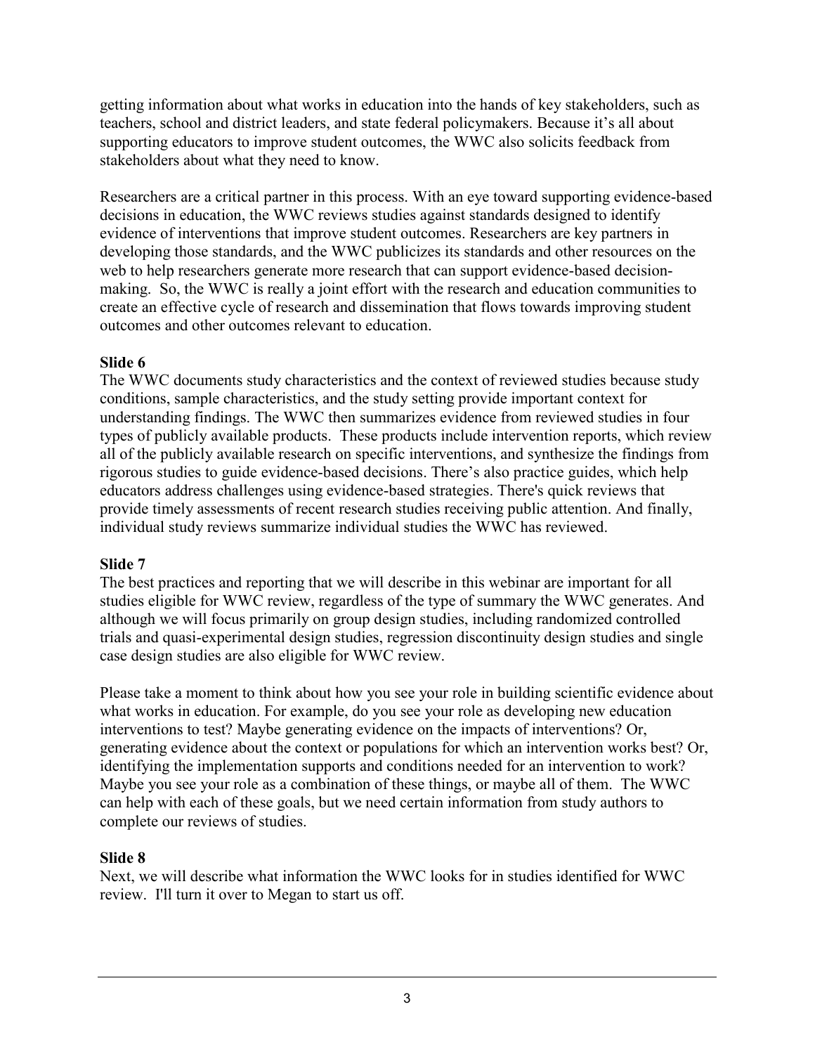getting information about what works in education into the hands of key stakeholders, such as teachers, school and district leaders, and state federal policymakers. Because it's all about supporting educators to improve student outcomes, the WWC also solicits feedback from stakeholders about what they need to know.

Researchers are a critical partner in this process. With an eye toward supporting evidence-based decisions in education, the WWC reviews studies against standards designed to identify evidence of interventions that improve student outcomes. Researchers are key partners in developing those standards, and the WWC publicizes its standards and other resources on the web to help researchers generate more research that can support evidence-based decision-making. So, the WWC is really a joint effort with the research and education communities to create an effective cycle of research and dissemination that flows towards improving student outcomes and other outcomes relevant to education.

**Slide 6**

The WWC documents study characteristics and the context of reviewed studies because study conditions, sample characteristics, and the study setting provide important context for understanding findings. The WWC then summarizes evidence from reviewed studies in four types of publicly available products. These products include intervention reports, which review all of the publicly available research on specific interventions, and synthesize the findings from rigorous studies to guide evidence-based decisions. There's also practice guides, which help educators address challenges using evidence-based strategies. There's quick reviews that provide timely assessments of recent research studies receiving public attention. And finally, individual study reviews summarize individual studies the WWC has reviewed.

**Slide 7**

The best practices and reporting that we will describe in this webinar are important for all studies eligible for WWC review, regardless of the type of summary the WWC generates. And although we will focus primarily on group design studies, including randomized controlled trials and quasi-experimental design studies, regression discontinuity design studies and single case design studies are also eligible for WWC review.

Please take a moment to think about how you see your role in building scientific evidence about what works in education. For example, do you see your role as developing new education interventions to test? Maybe generating evidence on the impacts of interventions? Or, generating evidence about the context or populations for which an intervention works best? Or, identifying the implementation supports and conditions needed for an intervention to work? Maybe you see your role as a combination of these things, or maybe all of them. The WWC can help with each of these goals, but we need certain information from study authors to complete our reviews of studies.

**Slide 8**

Next, we will describe what information the WWC looks for in studies identified for WWC review. I'll turn it over to Megan to start us off.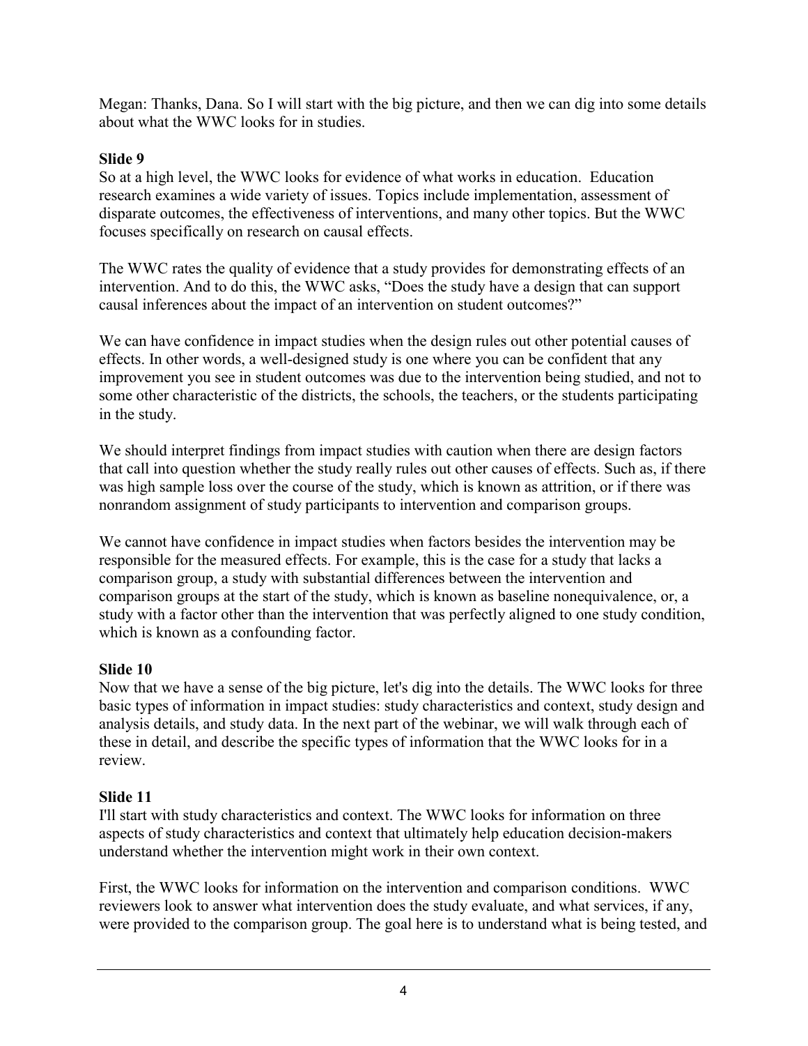Megan: Thanks, Dana. So I will start with the big picture, and then we can dig into some details about what the WWC looks for in studies.

**Slide 9**

So at a high level, the WWC looks for evidence of what works in education. Education research examines a wide variety of issues. Topics include implementation, assessment of disparate outcomes, the effectiveness of interventions, and many other topics. But the WWC focuses specifically on research on causal effects.

The WWC rates the quality of evidence that a study provides for demonstrating effects of an intervention. And to do this, the WWC asks, "Does the study have a design that can support causal inferences about the impact of an intervention on student outcomes?"

We can have confidence in impact studies when the design rules out other potential causes of effects. In other words, a well-designed study is one where you can be confident that any improvement you see in student outcomes was due to the intervention being studied, and not to some other characteristic of the districts, the schools, the teachers, or the students participating in the study.

We should interpret findings from impact studies with caution when there are design factors that call into question whether the study really rules out other causes of effects. Such as, if there was high sample loss over the course of the study, which is known as attrition, or if there was nonrandom assignment of study participants to intervention and comparison groups.

We cannot have confidence in impact studies when factors besides the intervention may be responsible for the measured effects. For example, this is the case for a study that lacks a comparison group, a study with substantial differences between the intervention and comparison groups at the start of the study, which is known as baseline nonequivalence, or, a study with a factor other than the intervention that was perfectly aligned to one study condition, which is known as a confounding factor.

**Slide 10**

Now that we have a sense of the big picture, let's dig into the details. The WWC looks for three basic types of information in impact studies: study characteristics and context, study design and analysis details, and study data. In the next part of the webinar, we will walk through each of these in detail, and describe the specific types of information that the WWC looks for in a review.

**Slide 11**

I'll start with study characteristics and context. The WWC looks for information on three aspects of study characteristics and context that ultimately help education decision-makers understand whether the intervention might work in their own context.

First, the WWC looks for information on the intervention and comparison conditions. WWC reviewers look to answer what intervention does the study evaluate, and what services, if any, were provided to the comparison group. The goal here is to understand what is being tested, and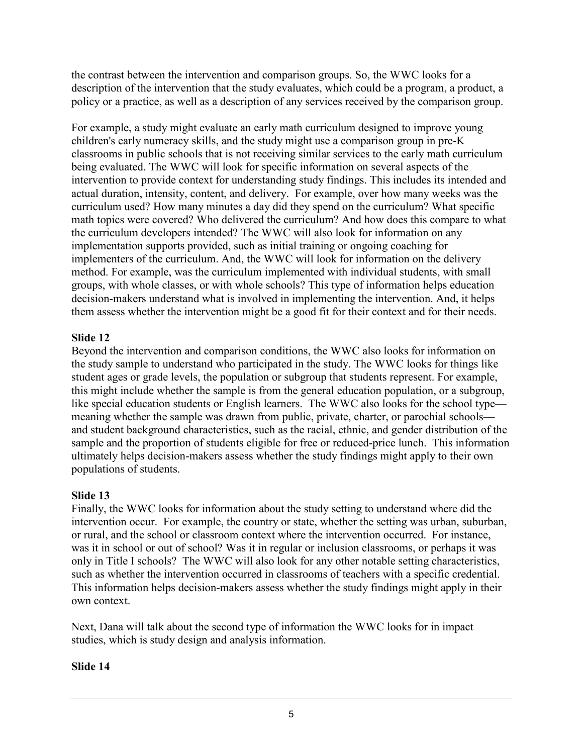the contrast between the intervention and comparison groups. So, the WWC looks for a description of the intervention that the study evaluates, which could be a program, a product, a policy or a practice, as well as a description of any services received by the comparison group.

For example, a study might evaluate an early math curriculum designed to improve young children's early numeracy skills, and the study might use a comparison group in pre-K classrooms in public schools that is not receiving similar services to the early math curriculum being evaluated. The WWC will look for specific information on several aspects of the intervention to provide context for understanding study findings. This includes its intended and actual duration, intensity, content, and delivery. For example, over how many weeks was the curriculum used? How many minutes a day did they spend on the curriculum? What specific math topics were covered? Who delivered the curriculum? And how does this compare to what the curriculum developers intended? The WWC will also look for information on any implementation supports provided, such as initial training or ongoing coaching for implementers of the curriculum. And, the WWC will look for information on the delivery method. For example, was the curriculum implemented with individual students, with small groups, with whole classes, or with whole schools? This type of information helps education decision-makers understand what is involved in implementing the intervention. And, it helps them assess whether the intervention might be a good fit for their context and for their needs.

**Slide 12**

Beyond the intervention and comparison conditions, the WWC also looks for information on the study sample to understand who participated in the study. The WWC looks for things like student ages or grade levels, the population or subgroup that students represent. For example, this might include whether the sample is from the general education population, or a subgroup, like special education students or English learners. The WWC also looks for the school type—meaning whether the sample was drawn from public, private, charter, or parochial schools—and student background characteristics, such as the racial, ethnic, and gender distribution of the sample and the proportion of students eligible for free or reduced-price lunch. This information ultimately helps decision-makers assess whether the study findings might apply to their own populations of students.

**Slide 13**

Finally, the WWC looks for information about the study setting to understand where did the intervention occur. For example, the country or state, whether the setting was urban, suburban, or rural, and the school or classroom context where the intervention occurred. For instance, was it in school or out of school? Was it in regular or inclusion classrooms, or perhaps it was only in Title I schools? The WWC will also look for any other notable setting characteristics, such as whether the intervention occurred in classrooms of teachers with a specific credential. This information helps decision-makers assess whether the study findings might apply in their own context.

Next, Dana will talk about the second type of information the WWC looks for in impact studies, which is study design and analysis information.

**Slide 14**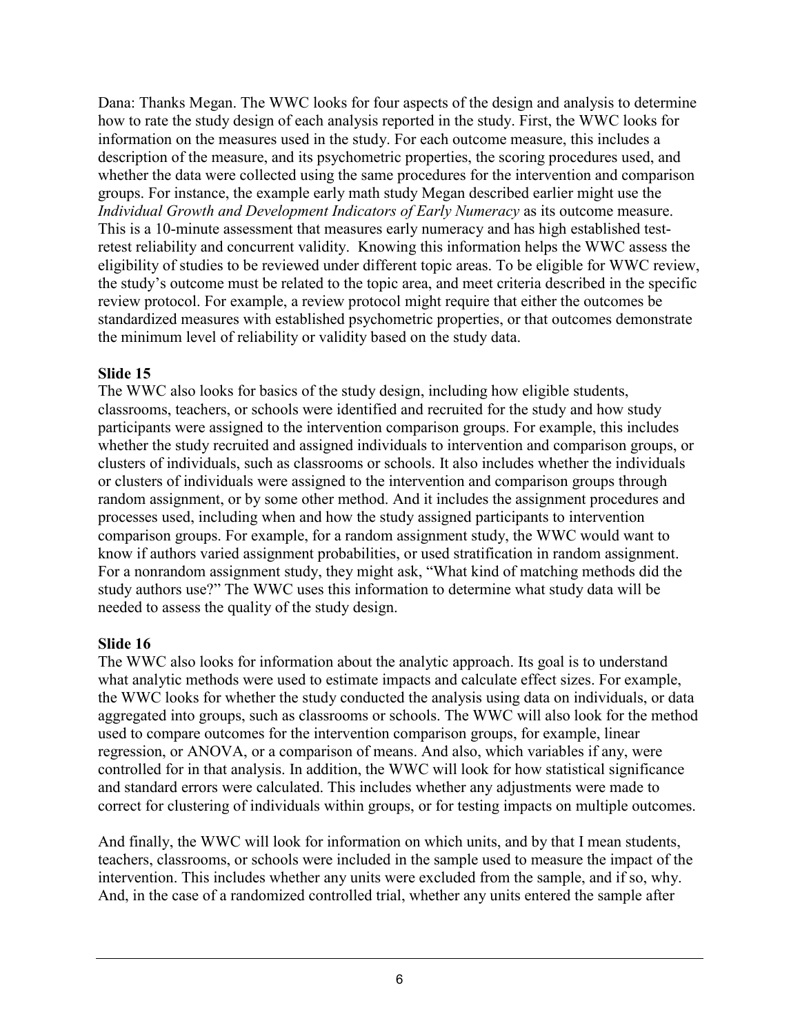Dana: Thanks Megan. The WWC looks for four aspects of the design and analysis to determine how to rate the study design of each analysis reported in the study. First, the WWC looks for information on the measures used in the study. For each outcome measure, this includes a description of the measure, and its psychometric properties, the scoring procedures used, and whether the data were collected using the same procedures for the intervention and comparison groups. For instance, the example early math study Megan described earlier might use the *Individual Growth and Development Indicators of Early Numeracy* as its outcome measure. This is a 10-minute assessment that measures early numeracy and has high established test-retest reliability and concurrent validity. Knowing this information helps the WWC assess the eligibility of studies to be reviewed under different topic areas. To be eligible for WWC review, the study's outcome must be related to the topic area, and meet criteria described in the specific review protocol. For example, a review protocol might require that either the outcomes be standardized measures with established psychometric properties, or that outcomes demonstrate the minimum level of reliability or validity based on the study data.

**Slide 15**

The WWC also looks for basics of the study design, including how eligible students, classrooms, teachers, or schools were identified and recruited for the study and how study participants were assigned to the intervention comparison groups. For example, this includes whether the study recruited and assigned individuals to intervention and comparison groups, or clusters of individuals, such as classrooms or schools. It also includes whether the individuals or clusters of individuals were assigned to the intervention and comparison groups through random assignment, or by some other method. And it includes the assignment procedures and processes used, including when and how the study assigned participants to intervention comparison groups. For example, for a random assignment study, the WWC would want to know if authors varied assignment probabilities, or used stratification in random assignment. For a nonrandom assignment study, they might ask, "What kind of matching methods did the study authors use?" The WWC uses this information to determine what study data will be needed to assess the quality of the study design.

**Slide 16**

The WWC also looks for information about the analytic approach. Its goal is to understand what analytic methods were used to estimate impacts and calculate effect sizes. For example, the WWC looks for whether the study conducted the analysis using data on individuals, or data aggregated into groups, such as classrooms or schools. The WWC will also look for the method used to compare outcomes for the intervention comparison groups, for example, linear regression, or ANOVA, or a comparison of means. And also, which variables if any, were controlled for in that analysis. In addition, the WWC will look for how statistical significance and standard errors were calculated. This includes whether any adjustments were made to correct for clustering of individuals within groups, or for testing impacts on multiple outcomes.

And finally, the WWC will look for information on which units, and by that I mean students, teachers, classrooms, or schools were included in the sample used to measure the impact of the intervention. This includes whether any units were excluded from the sample, and if so, why. And, in the case of a randomized controlled trial, whether any units entered the sample after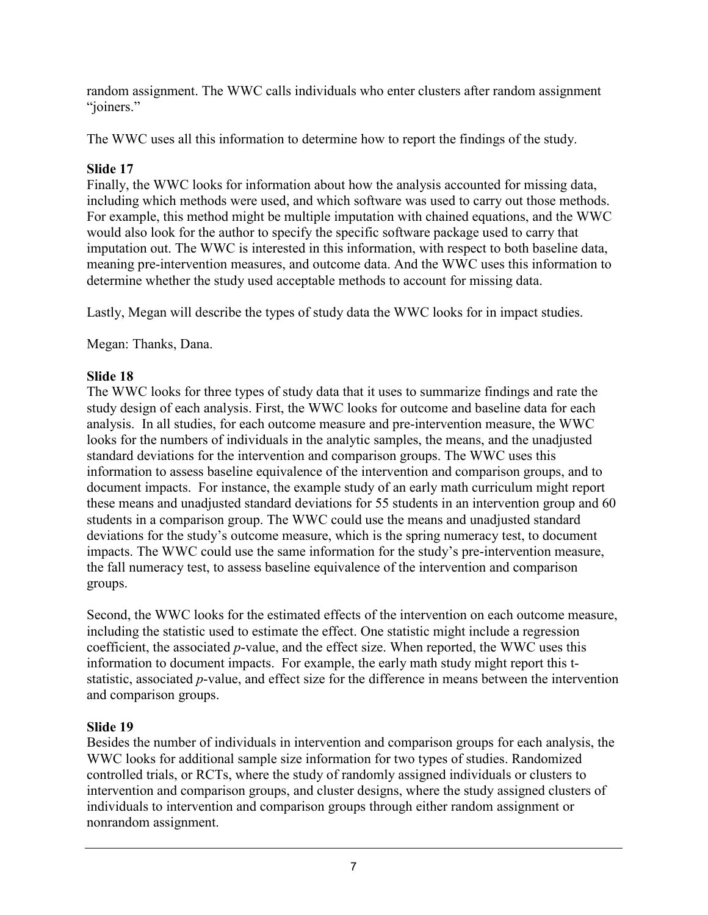random assignment. The WWC calls individuals who enter clusters after random assignment "joiners."

The WWC uses all this information to determine how to report the findings of the study.

**Slide 17**

Finally, the WWC looks for information about how the analysis accounted for missing data, including which methods were used, and which software was used to carry out those methods. For example, this method might be multiple imputation with chained equations, and the WWC would also look for the author to specify the specific software package used to carry that imputation out. The WWC is interested in this information, with respect to both baseline data, meaning pre-intervention measures, and outcome data. And the WWC uses this information to determine whether the study used acceptable methods to account for missing data.

Lastly, Megan will describe the types of study data the WWC looks for in impact studies.

Megan: Thanks, Dana.

**Slide 18**

The WWC looks for three types of study data that it uses to summarize findings and rate the study design of each analysis. First, the WWC looks for outcome and baseline data for each analysis. In all studies, for each outcome measure and pre-intervention measure, the WWC looks for the numbers of individuals in the analytic samples, the means, and the unadjusted standard deviations for the intervention and comparison groups. The WWC uses this information to assess baseline equivalence of the intervention and comparison groups, and to document impacts. For instance, the example study of an early math curriculum might report these means and unadjusted standard deviations for 55 students in an intervention group and 60 students in a comparison group. The WWC could use the means and unadjusted standard deviations for the study's outcome measure, which is the spring numeracy test, to document impacts. The WWC could use the same information for the study's pre-intervention measure, the fall numeracy test, to assess baseline equivalence of the intervention and comparison groups.

Second, the WWC looks for the estimated effects of the intervention on each outcome measure, including the statistic used to estimate the effect. One statistic might include a regression coefficient, the associated *p*-value, and the effect size. When reported, the WWC uses this information to document impacts. For example, the early math study might report this t-statistic, associated *p*-value, and effect size for the difference in means between the intervention and comparison groups.

**Slide 19**

Besides the number of individuals in intervention and comparison groups for each analysis, the WWC looks for additional sample size information for two types of studies. Randomized controlled trials, or RCTs, where the study of randomly assigned individuals or clusters to intervention and comparison groups, and cluster designs, where the study assigned clusters of individuals to intervention and comparison groups through either random assignment or nonrandom assignment.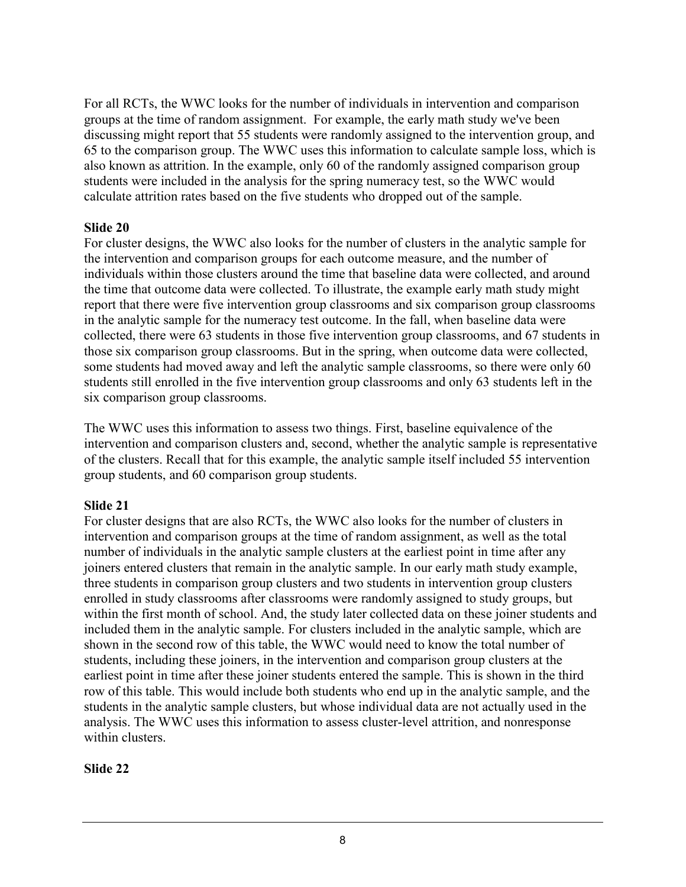For all RCTs, the WWC looks for the number of individuals in intervention and comparison groups at the time of random assignment. For example, the early math study we've been discussing might report that 55 students were randomly assigned to the intervention group, and 65 to the comparison group. The WWC uses this information to calculate sample loss, which is also known as attrition. In the example, only 60 of the randomly assigned comparison group students were included in the analysis for the spring numeracy test, so the WWC would calculate attrition rates based on the five students who dropped out of the sample.

**Slide 20**

For cluster designs, the WWC also looks for the number of clusters in the analytic sample for the intervention and comparison groups for each outcome measure, and the number of individuals within those clusters around the time that baseline data were collected, and around the time that outcome data were collected. To illustrate, the example early math study might report that there were five intervention group classrooms and six comparison group classrooms in the analytic sample for the numeracy test outcome. In the fall, when baseline data were collected, there were 63 students in those five intervention group classrooms, and 67 students in those six comparison group classrooms. But in the spring, when outcome data were collected, some students had moved away and left the analytic sample classrooms, so there were only 60 students still enrolled in the five intervention group classrooms and only 63 students left in the six comparison group classrooms.

The WWC uses this information to assess two things. First, baseline equivalence of the intervention and comparison clusters and, second, whether the analytic sample is representative of the clusters. Recall that for this example, the analytic sample itself included 55 intervention group students, and 60 comparison group students.

**Slide 21**

For cluster designs that are also RCTs, the WWC also looks for the number of clusters in intervention and comparison groups at the time of random assignment, as well as the total number of individuals in the analytic sample clusters at the earliest point in time after any joiners entered clusters that remain in the analytic sample. In our early math study example, three students in comparison group clusters and two students in intervention group clusters enrolled in study classrooms after classrooms were randomly assigned to study groups, but within the first month of school. And, the study later collected data on these joiner students and included them in the analytic sample. For clusters included in the analytic sample, which are shown in the second row of this table, the WWC would need to know the total number of students, including these joiners, in the intervention and comparison group clusters at the earliest point in time after these joiner students entered the sample. This is shown in the third row of this table. This would include both students who end up in the analytic sample, and the students in the analytic sample clusters, but whose individual data are not actually used in the analysis. The WWC uses this information to assess cluster-level attrition, and nonresponse within clusters.

**Slide 22**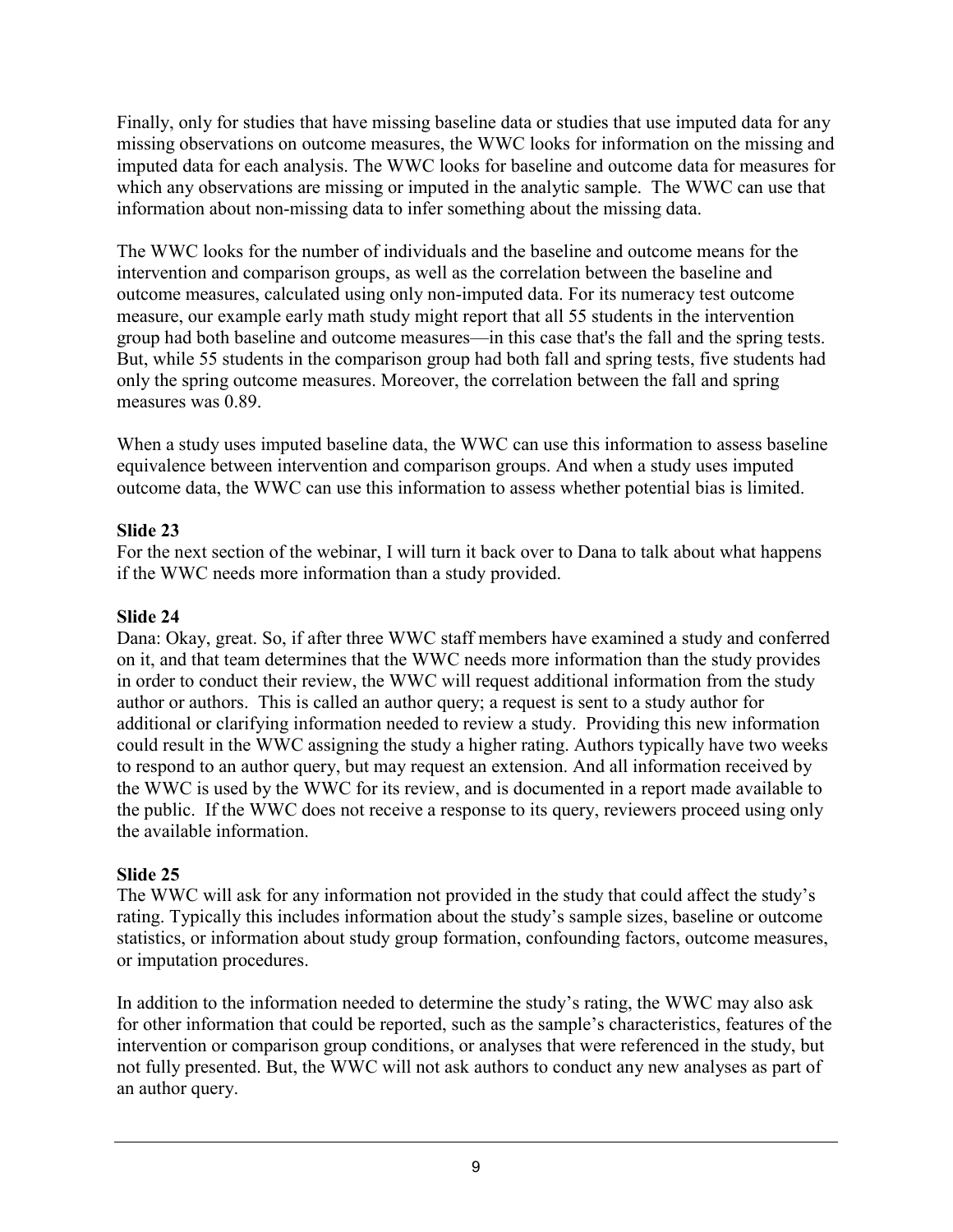Finally, only for studies that have missing baseline data or studies that use imputed data for any missing observations on outcome measures, the WWC looks for information on the missing and imputed data for each analysis. The WWC looks for baseline and outcome data for measures for which any observations are missing or imputed in the analytic sample. The WWC can use that information about non-missing data to infer something about the missing data.

The WWC looks for the number of individuals and the baseline and outcome means for the intervention and comparison groups, as well as the correlation between the baseline and outcome measures, calculated using only non-imputed data. For its numeracy test outcome measure, our example early math study might report that all 55 students in the intervention group had both baseline and outcome measures—in this case that's the fall and the spring tests. But, while 55 students in the comparison group had both fall and spring tests, five students had only the spring outcome measures. Moreover, the correlation between the fall and spring measures was 0.89.

When a study uses imputed baseline data, the WWC can use this information to assess baseline equivalence between intervention and comparison groups. And when a study uses imputed outcome data, the WWC can use this information to assess whether potential bias is limited.

### Slide 23

For the next section of the webinar, I will turn it back over to Dana to talk about what happens if the WWC needs more information than a study provided.

### Slide 24

Dana: Okay, great. So, if after three WWC staff members have examined a study and conferred on it, and that team determines that the WWC needs more information than the study provides in order to conduct their review, the WWC will request additional information from the study author or authors. This is called an author query; a request is sent to a study author for additional or clarifying information needed to review a study. Providing this new information could result in the WWC assigning the study a higher rating. Authors typically have two weeks to respond to an author query, but may request an extension. And all information received by the WWC is used by the WWC for its review, and is documented in a report made available to the public. If the WWC does not receive a response to its query, reviewers proceed using only the available information.

### Slide 25

The WWC will ask for any information not provided in the study that could affect the study's rating. Typically this includes information about the study's sample sizes, baseline or outcome statistics, or information about study group formation, confounding factors, outcome measures, or imputation procedures.

In addition to the information needed to determine the study's rating, the WWC may also ask for other information that could be reported, such as the sample's characteristics, features of the intervention or comparison group conditions, or analyses that were referenced in the study, but not fully presented. But, the WWC will not ask authors to conduct any new analyses as part of an author query.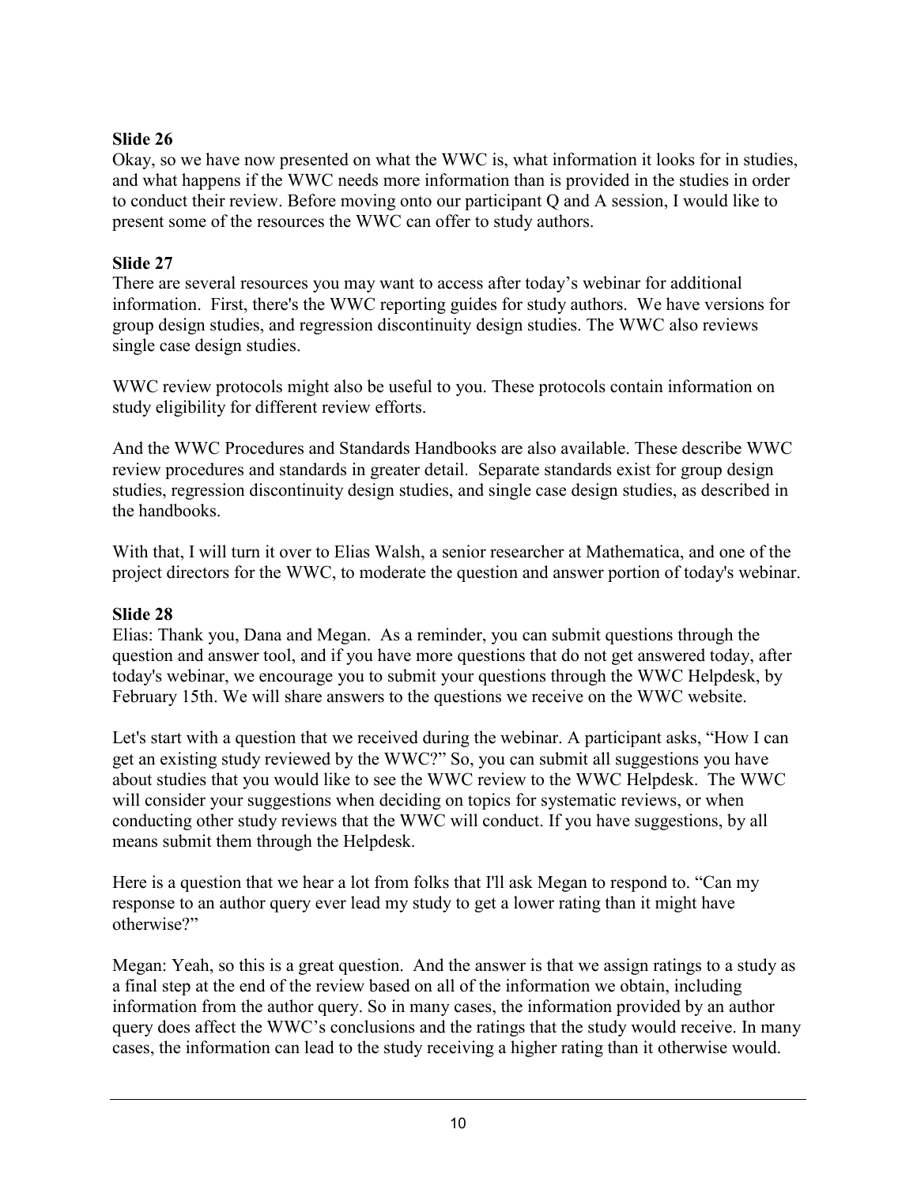**Slide 26**

Okay, so we have now presented on what the WWC is, what information it looks for in studies, and what happens if the WWC needs more information than is provided in the studies in order to conduct their review. Before moving onto our participant Q and A session, I would like to present some of the resources the WWC can offer to study authors.

**Slide 27**

There are several resources you may want to access after today's webinar for additional information. First, there's the WWC reporting guides for study authors. We have versions for group design studies, and regression discontinuity design studies. The WWC also reviews single case design studies.

WWC review protocols might also be useful to you. These protocols contain information on study eligibility for different review efforts.

And the WWC Procedures and Standards Handbooks are also available. These describe WWC review procedures and standards in greater detail. Separate standards exist for group design studies, regression discontinuity design studies, and single case design studies, as described in the handbooks.

With that, I will turn it over to Elias Walsh, a senior researcher at Mathematica, and one of the project directors for the WWC, to moderate the question and answer portion of today's webinar.

**Slide 28**

Elias: Thank you, Dana and Megan. As a reminder, you can submit questions through the question and answer tool, and if you have more questions that do not get answered today, after today's webinar, we encourage you to submit your questions through the WWC Helpdesk, by February 15th. We will share answers to the questions we receive on the WWC website.

Let's start with a question that we received during the webinar. A participant asks, "How I can get an existing study reviewed by the WWC?" So, you can submit all suggestions you have about studies that you would like to see the WWC review to the WWC Helpdesk. The WWC will consider your suggestions when deciding on topics for systematic reviews, or when conducting other study reviews that the WWC will conduct. If you have suggestions, by all means submit them through the Helpdesk.

Here is a question that we hear a lot from folks that I'll ask Megan to respond to. "Can my response to an author query ever lead my study to get a lower rating than it might have otherwise?"

Megan: Yeah, so this is a great question. And the answer is that we assign ratings to a study as a final step at the end of the review based on all of the information we obtain, including information from the author query. So in many cases, the information provided by an author query does affect the WWC's conclusions and the ratings that the study would receive. In many cases, the information can lead to the study receiving a higher rating than it otherwise would.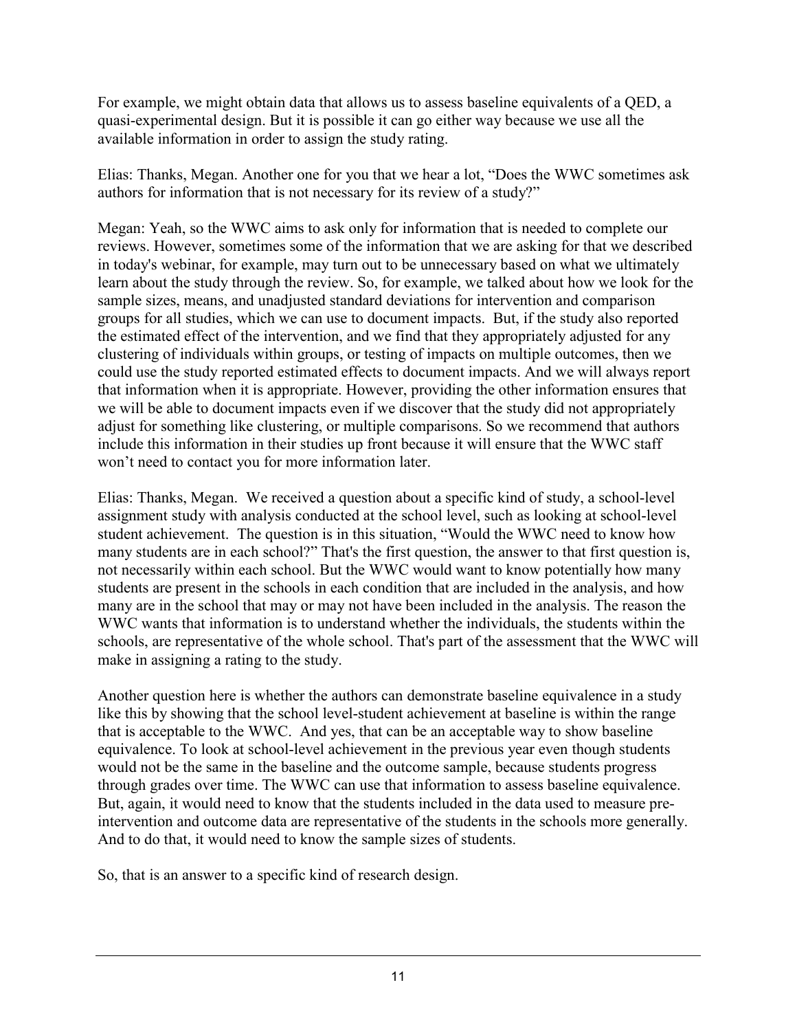For example, we might obtain data that allows us to assess baseline equivalents of a QED, a quasi-experimental design. But it is possible it can go either way because we use all the available information in order to assign the study rating.

Elias: Thanks, Megan. Another one for you that we hear a lot, "Does the WWC sometimes ask authors for information that is not necessary for its review of a study?"

Megan: Yeah, so the WWC aims to ask only for information that is needed to complete our reviews. However, sometimes some of the information that we are asking for that we described in today's webinar, for example, may turn out to be unnecessary based on what we ultimately learn about the study through the review. So, for example, we talked about how we look for the sample sizes, means, and unadjusted standard deviations for intervention and comparison groups for all studies, which we can use to document impacts. But, if the study also reported the estimated effect of the intervention, and we find that they appropriately adjusted for any clustering of individuals within groups, or testing of impacts on multiple outcomes, then we could use the study reported estimated effects to document impacts. And we will always report that information when it is appropriate. However, providing the other information ensures that we will be able to document impacts even if we discover that the study did not appropriately adjust for something like clustering, or multiple comparisons. So we recommend that authors include this information in their studies up front because it will ensure that the WWC staff won't need to contact you for more information later.

Elias: Thanks, Megan. We received a question about a specific kind of study, a school-level assignment study with analysis conducted at the school level, such as looking at school-level student achievement. The question is in this situation, "Would the WWC need to know how many students are in each school?" That's the first question, the answer to that first question is, not necessarily within each school. But the WWC would want to know potentially how many students are present in the schools in each condition that are included in the analysis, and how many are in the school that may or may not have been included in the analysis. The reason the WWC wants that information is to understand whether the individuals, the students within the schools, are representative of the whole school. That's part of the assessment that the WWC will make in assigning a rating to the study.

Another question here is whether the authors can demonstrate baseline equivalence in a study like this by showing that the school level-student achievement at baseline is within the range that is acceptable to the WWC. And yes, that can be an acceptable way to show baseline equivalence. To look at school-level achievement in the previous year even though students would not be the same in the baseline and the outcome sample, because students progress through grades over time. The WWC can use that information to assess baseline equivalence. But, again, it would need to know that the students included in the data used to measure pre-intervention and outcome data are representative of the students in the schools more generally. And to do that, it would need to know the sample sizes of students.

So, that is an answer to a specific kind of research design.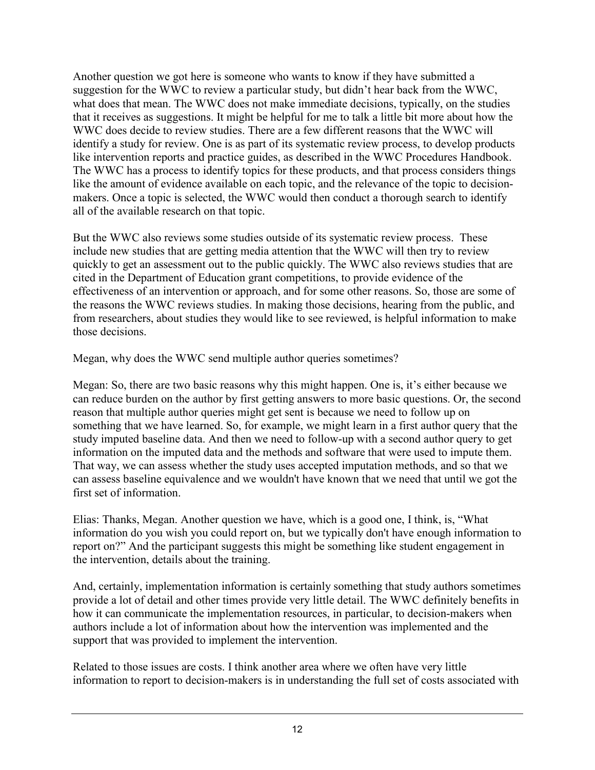Another question we got here is someone who wants to know if they have submitted a suggestion for the WWC to review a particular study, but didn't hear back from the WWC, what does that mean. The WWC does not make immediate decisions, typically, on the studies that it receives as suggestions. It might be helpful for me to talk a little bit more about how the WWC does decide to review studies. There are a few different reasons that the WWC will identify a study for review. One is as part of its systematic review process, to develop products like intervention reports and practice guides, as described in the WWC Procedures Handbook. The WWC has a process to identify topics for these products, and that process considers things like the amount of evidence available on each topic, and the relevance of the topic to decision-makers. Once a topic is selected, the WWC would then conduct a thorough search to identify all of the available research on that topic.

But the WWC also reviews some studies outside of its systematic review process. These include new studies that are getting media attention that the WWC will then try to review quickly to get an assessment out to the public quickly. The WWC also reviews studies that are cited in the Department of Education grant competitions, to provide evidence of the effectiveness of an intervention or approach, and for some other reasons. So, those are some of the reasons the WWC reviews studies. In making those decisions, hearing from the public, and from researchers, about studies they would like to see reviewed, is helpful information to make those decisions.

Megan, why does the WWC send multiple author queries sometimes?

Megan: So, there are two basic reasons why this might happen. One is, it's either because we can reduce burden on the author by first getting answers to more basic questions. Or, the second reason that multiple author queries might get sent is because we need to follow up on something that we have learned. So, for example, we might learn in a first author query that the study imputed baseline data. And then we need to follow-up with a second author query to get information on the imputed data and the methods and software that were used to impute them. That way, we can assess whether the study uses accepted imputation methods, and so that we can assess baseline equivalence and we wouldn't have known that we need that until we got the first set of information.

Elias: Thanks, Megan. Another question we have, which is a good one, I think, is, "What information do you wish you could report on, but we typically don't have enough information to report on?" And the participant suggests this might be something like student engagement in the intervention, details about the training.

And, certainly, implementation information is certainly something that study authors sometimes provide a lot of detail and other times provide very little detail. The WWC definitely benefits in how it can communicate the implementation resources, in particular, to decision-makers when authors include a lot of information about how the intervention was implemented and the support that was provided to implement the intervention.

Related to those issues are costs. I think another area where we often have very little information to report to decision-makers is in understanding the full set of costs associated with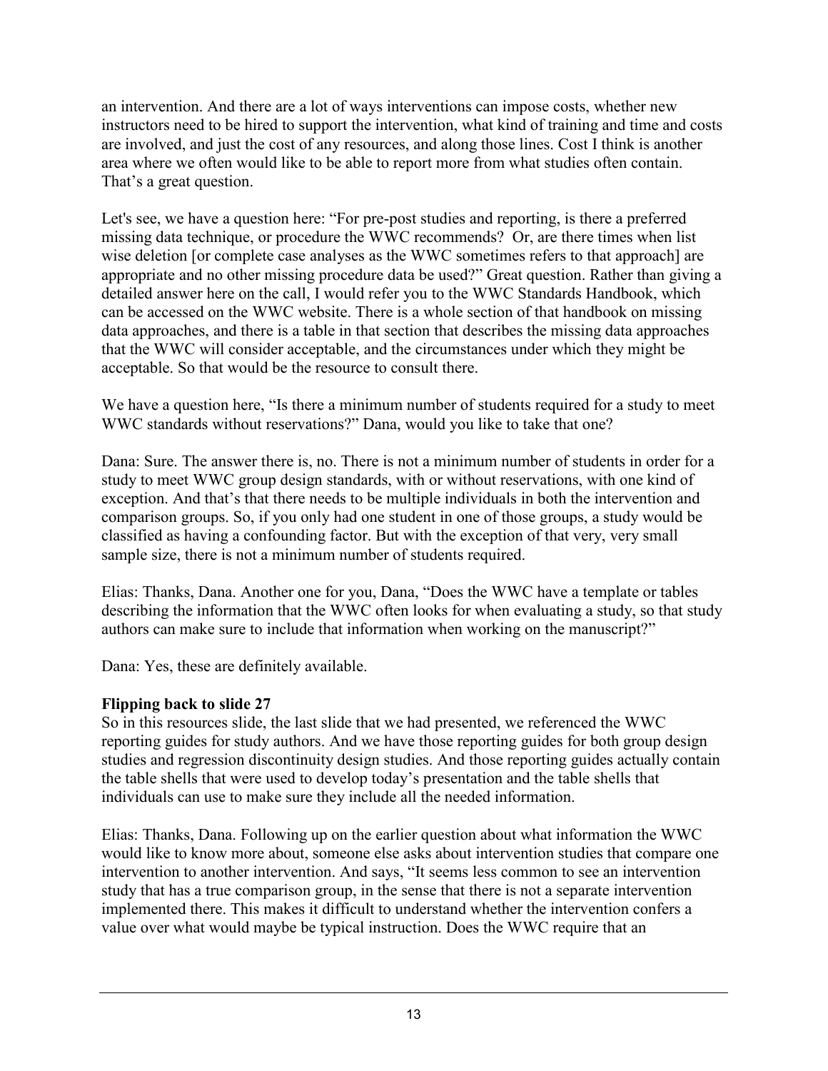an intervention. And there are a lot of ways interventions can impose costs, whether new instructors need to be hired to support the intervention, what kind of training and time and costs are involved, and just the cost of any resources, and along those lines. Cost I think is another area where we often would like to be able to report more from what studies often contain. That's a great question.

Let's see, we have a question here: "For pre-post studies and reporting, is there a preferred missing data technique, or procedure the WWC recommends? Or, are there times when list wise deletion [or complete case analyses as the WWC sometimes refers to that approach] are appropriate and no other missing procedure data be used?" Great question. Rather than giving a detailed answer here on the call, I would refer you to the WWC Standards Handbook, which can be accessed on the WWC website. There is a whole section of that handbook on missing data approaches, and there is a table in that section that describes the missing data approaches that the WWC will consider acceptable, and the circumstances under which they might be acceptable. So that would be the resource to consult there.

We have a question here, "Is there a minimum number of students required for a study to meet WWC standards without reservations?" Dana, would you like to take that one?

Dana: Sure. The answer there is, no. There is not a minimum number of students in order for a study to meet WWC group design standards, with or without reservations, with one kind of exception. And that's that there needs to be multiple individuals in both the intervention and comparison groups. So, if you only had one student in one of those groups, a study would be classified as having a confounding factor. But with the exception of that very, very small sample size, there is not a minimum number of students required.

Elias: Thanks, Dana. Another one for you, Dana, "Does the WWC have a template or tables describing the information that the WWC often looks for when evaluating a study, so that study authors can make sure to include that information when working on the manuscript?"

Dana: Yes, these are definitely available.

**Flipping back to slide 27**

So in this resources slide, the last slide that we had presented, we referenced the WWC reporting guides for study authors. And we have those reporting guides for both group design studies and regression discontinuity design studies. And those reporting guides actually contain the table shells that were used to develop today's presentation and the table shells that individuals can use to make sure they include all the needed information.

Elias: Thanks, Dana. Following up on the earlier question about what information the WWC would like to know more about, someone else asks about intervention studies that compare one intervention to another intervention. And says, "It seems less common to see an intervention study that has a true comparison group, in the sense that there is not a separate intervention implemented there. This makes it difficult to understand whether the intervention confers a value over what would maybe be typical instruction. Does the WWC require that an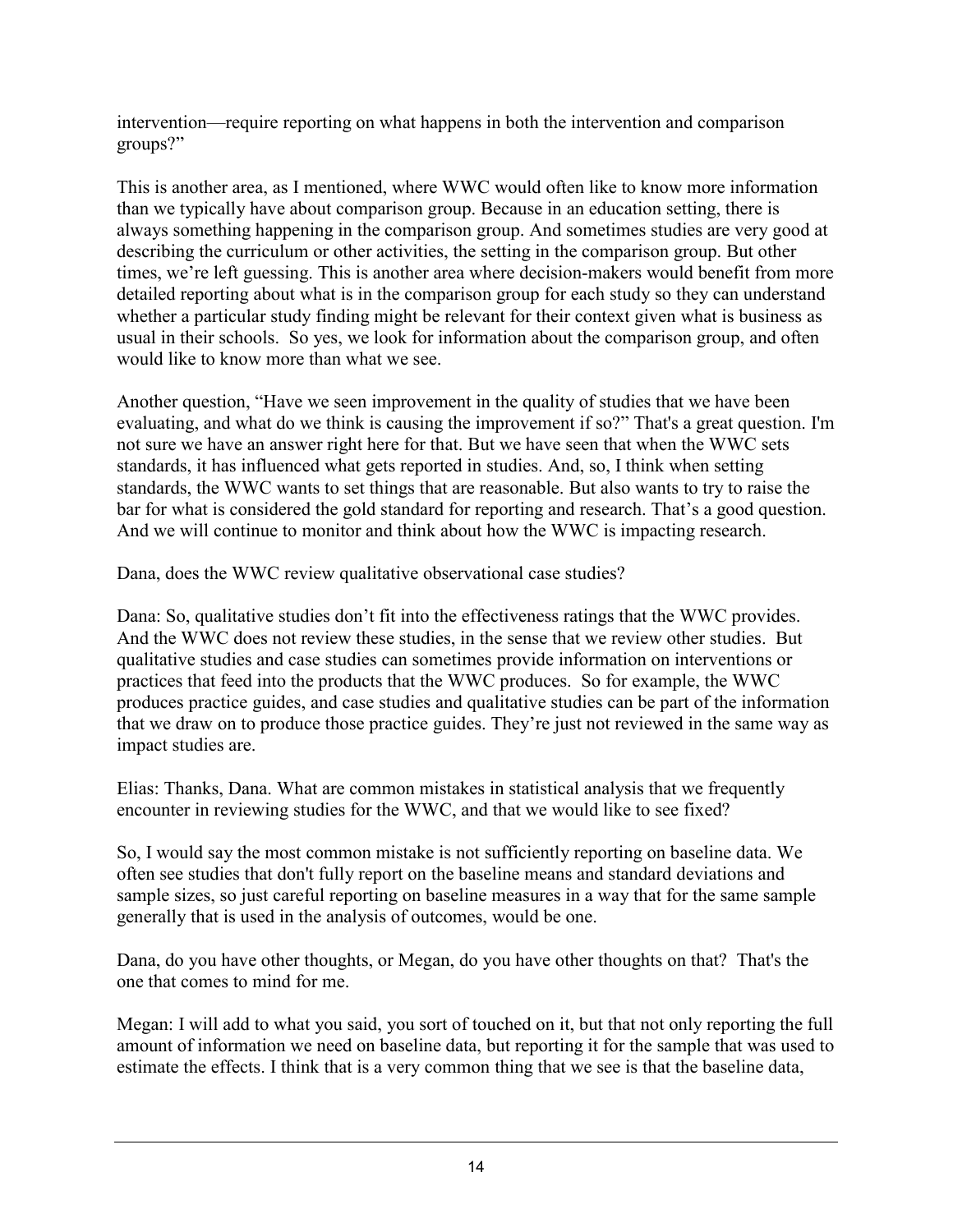intervention—require reporting on what happens in both the intervention and comparison groups?"

This is another area, as I mentioned, where WWC would often like to know more information than we typically have about comparison group. Because in an education setting, there is always something happening in the comparison group. And sometimes studies are very good at describing the curriculum or other activities, the setting in the comparison group. But other times, we're left guessing. This is another area where decision-makers would benefit from more detailed reporting about what is in the comparison group for each study so they can understand whether a particular study finding might be relevant for their context given what is business as usual in their schools. So yes, we look for information about the comparison group, and often would like to know more than what we see.

Another question, "Have we seen improvement in the quality of studies that we have been evaluating, and what do we think is causing the improvement if so?" That's a great question. I'm not sure we have an answer right here for that. But we have seen that when the WWC sets standards, it has influenced what gets reported in studies. And, so, I think when setting standards, the WWC wants to set things that are reasonable. But also wants to try to raise the bar for what is considered the gold standard for reporting and research. That's a good question. And we will continue to monitor and think about how the WWC is impacting research.

Dana, does the WWC review qualitative observational case studies?

Dana: So, qualitative studies don't fit into the effectiveness ratings that the WWC provides. And the WWC does not review these studies, in the sense that we review other studies. But qualitative studies and case studies can sometimes provide information on interventions or practices that feed into the products that the WWC produces. So for example, the WWC produces practice guides, and case studies and qualitative studies can be part of the information that we draw on to produce those practice guides. They're just not reviewed in the same way as impact studies are.

Elias: Thanks, Dana. What are common mistakes in statistical analysis that we frequently encounter in reviewing studies for the WWC, and that we would like to see fixed?

So, I would say the most common mistake is not sufficiently reporting on baseline data. We often see studies that don't fully report on the baseline means and standard deviations and sample sizes, so just careful reporting on baseline measures in a way that for the same sample generally that is used in the analysis of outcomes, would be one.

Dana, do you have other thoughts, or Megan, do you have other thoughts on that? That's the one that comes to mind for me.

Megan: I will add to what you said, you sort of touched on it, but that not only reporting the full amount of information we need on baseline data, but reporting it for the sample that was used to estimate the effects. I think that is a very common thing that we see is that the baseline data,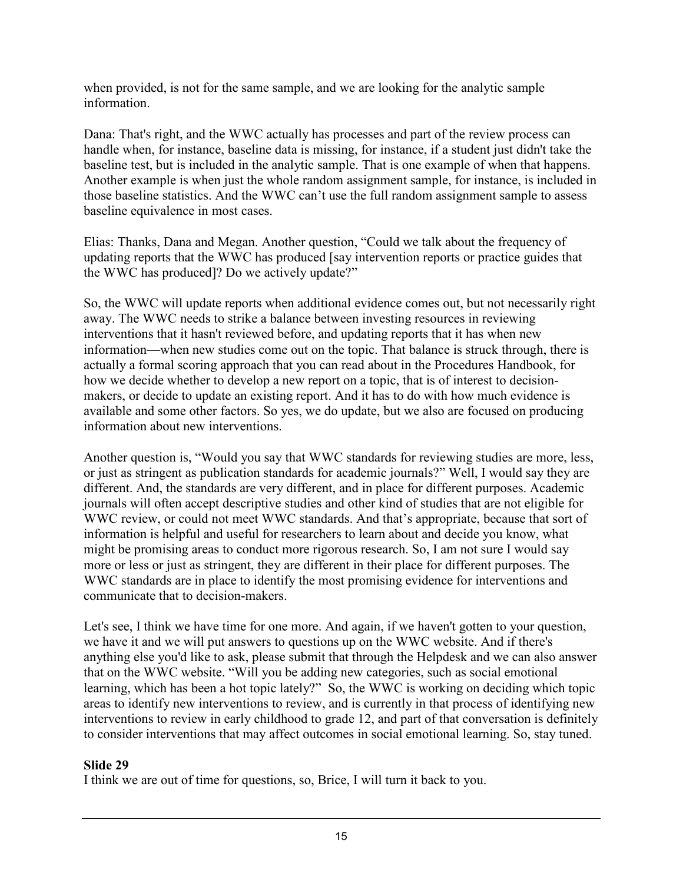when provided, is not for the same sample, and we are looking for the analytic sample information.

Dana: That's right, and the WWC actually has processes and part of the review process can handle when, for instance, baseline data is missing, for instance, if a student just didn't take the baseline test, but is included in the analytic sample. That is one example of when that happens. Another example is when just the whole random assignment sample, for instance, is included in those baseline statistics. And the WWC can't use the full random assignment sample to assess baseline equivalence in most cases.

Elias: Thanks, Dana and Megan. Another question, "Could we talk about the frequency of updating reports that the WWC has produced [say intervention reports or practice guides that the WWC has produced]? Do we actively update?"

So, the WWC will update reports when additional evidence comes out, but not necessarily right away. The WWC needs to strike a balance between investing resources in reviewing interventions that it hasn't reviewed before, and updating reports that it has when new information—when new studies come out on the topic. That balance is struck through, there is actually a formal scoring approach that you can read about in the Procedures Handbook, for how we decide whether to develop a new report on a topic, that is of interest to decision-makers, or decide to update an existing report. And it has to do with how much evidence is available and some other factors. So yes, we do update, but we also are focused on producing information about new interventions.

Another question is, "Would you say that WWC standards for reviewing studies are more, less, or just as stringent as publication standards for academic journals?" Well, I would say they are different. And, the standards are very different, and in place for different purposes. Academic journals will often accept descriptive studies and other kind of studies that are not eligible for WWC review, or could not meet WWC standards. And that's appropriate, because that sort of information is helpful and useful for researchers to learn about and decide you know, what might be promising areas to conduct more rigorous research. So, I am not sure I would say more or less or just as stringent, they are different in their place for different purposes. The WWC standards are in place to identify the most promising evidence for interventions and communicate that to decision-makers.

Let's see, I think we have time for one more. And again, if we haven't gotten to your question, we have it and we will put answers to questions up on the WWC website. And if there's anything else you'd like to ask, please submit that through the Helpdesk and we can also answer that on the WWC website. "Will you be adding new categories, such as social emotional learning, which has been a hot topic lately?" So, the WWC is working on deciding which topic areas to identify new interventions to review, and is currently in that process of identifying new interventions to review in early childhood to grade 12, and part of that conversation is definitely to consider interventions that may affect outcomes in social emotional learning. So, stay tuned.

**Slide 29**

I think we are out of time for questions, so, Brice, I will turn it back to you.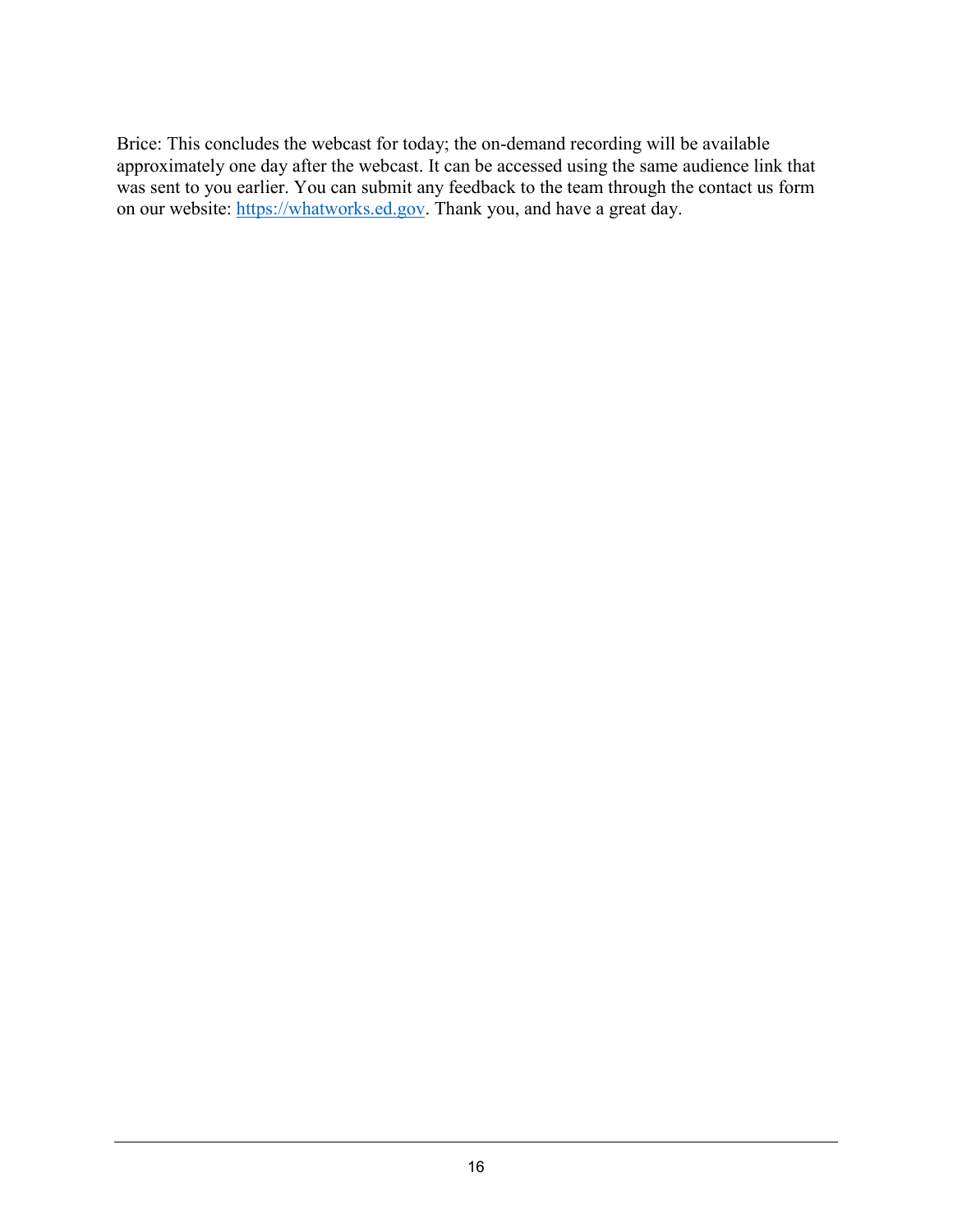Brice: This concludes the webcast for today; the on-demand recording will be available approximately one day after the webcast. It can be accessed using the same audience link that was sent to you earlier. You can submit any feedback to the team through the contact us form on our website: [https://whatworks.ed.gov](https://whatworks.ed.gov). Thank you, and have a great day.